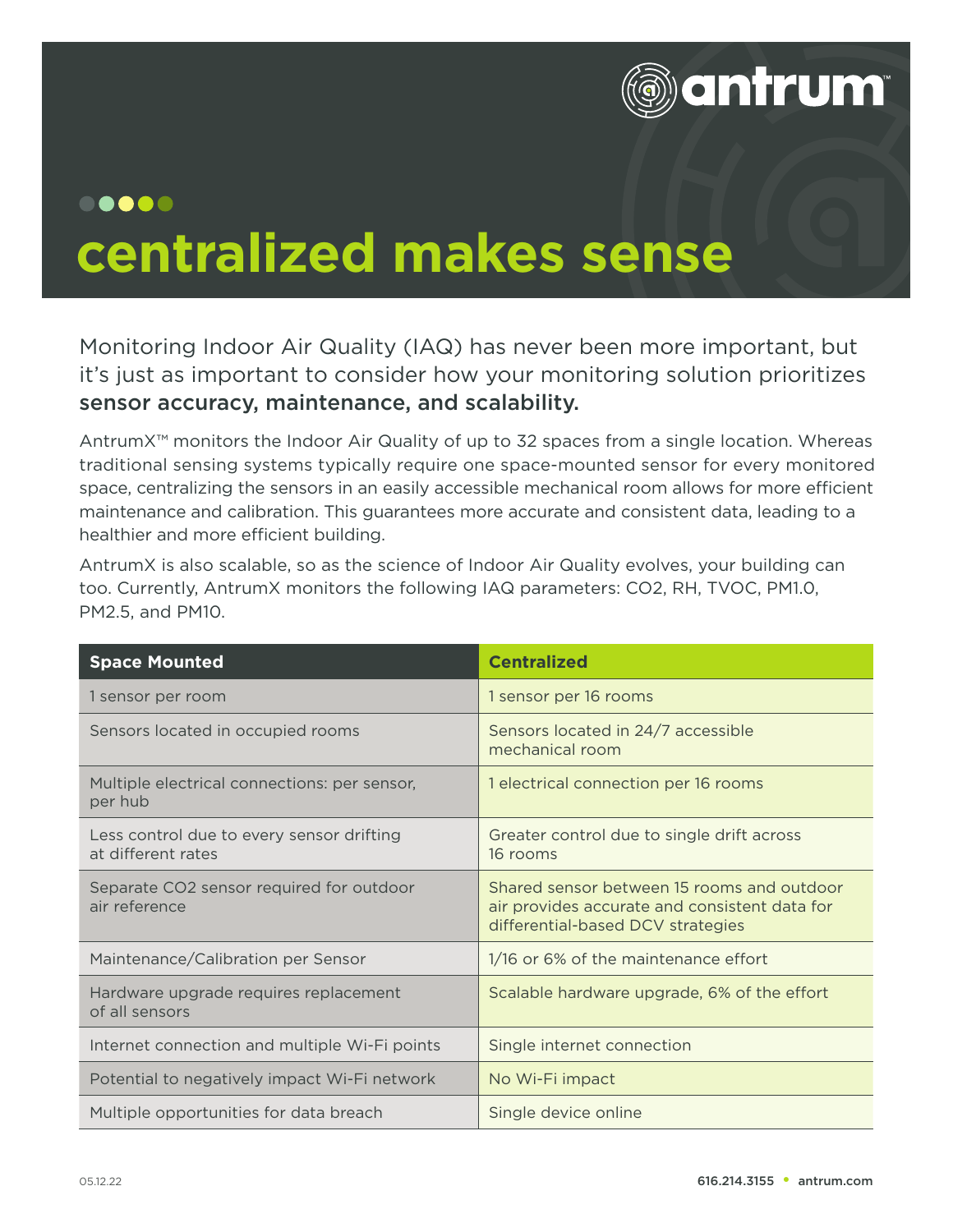# centralized makes sense

Monitoring Indoor Air Quality (IAQ) has never been more important, but it's just as important to consider how your monitoring solution prioritizes **sensor accuracy, maintenance, and scalability.**

AntrumX™ monitors the Indoor Air Quality of up to 32 spaces from a single location. Whereas traditional sensing systems typically require one space-mounted sensor for every monitored space, centralizing the sensors in an easily accessible mechanical room allows for more efficient maintenance and calibration. This guarantees more accurate and consistent data, leading to a healthier and more efficient building.

AntrumX is also scalable, so as the science of Indoor Air Quality evolves, your building can too. Currently, AntrumX monitors the following IAQ parameters: $CO_2$, RH, TVOC, PM1.0, PM2.5, and PM10.

| Space Mounted | Centralized |
|---|---|
| 1 sensor per room | 1 sensor per 16 rooms |
| Sensors located in occupied rooms | Sensors located in 24/7 accessible mechanical room |
| Multiple electrical connections: per sensor, per hub | 1 electrical connection per 16 rooms |
| Less control due to every sensor drifting at different rates | Greater control due to single drift across 16 rooms |
| Separate $CO_2$ sensor required for outdoor air reference | Shared sensor between 15 rooms and outdoor air provides accurate and consistent data for differential-based DCV strategies |
| Maintenance/Calibration per Sensor | 1/16 or 6% of the maintenance effort |
| Hardware upgrade requires replacement of all sensors | Scalable hardware upgrade, 6% of the effort |
| Internet connection and multiple Wi-Fi points | Single internet connection |
| Potential to negatively impact Wi-Fi network | No Wi-Fi impact |
| Multiple opportunities for data breach | Single device online |

05.12.22

616.214.3155 • antrum.com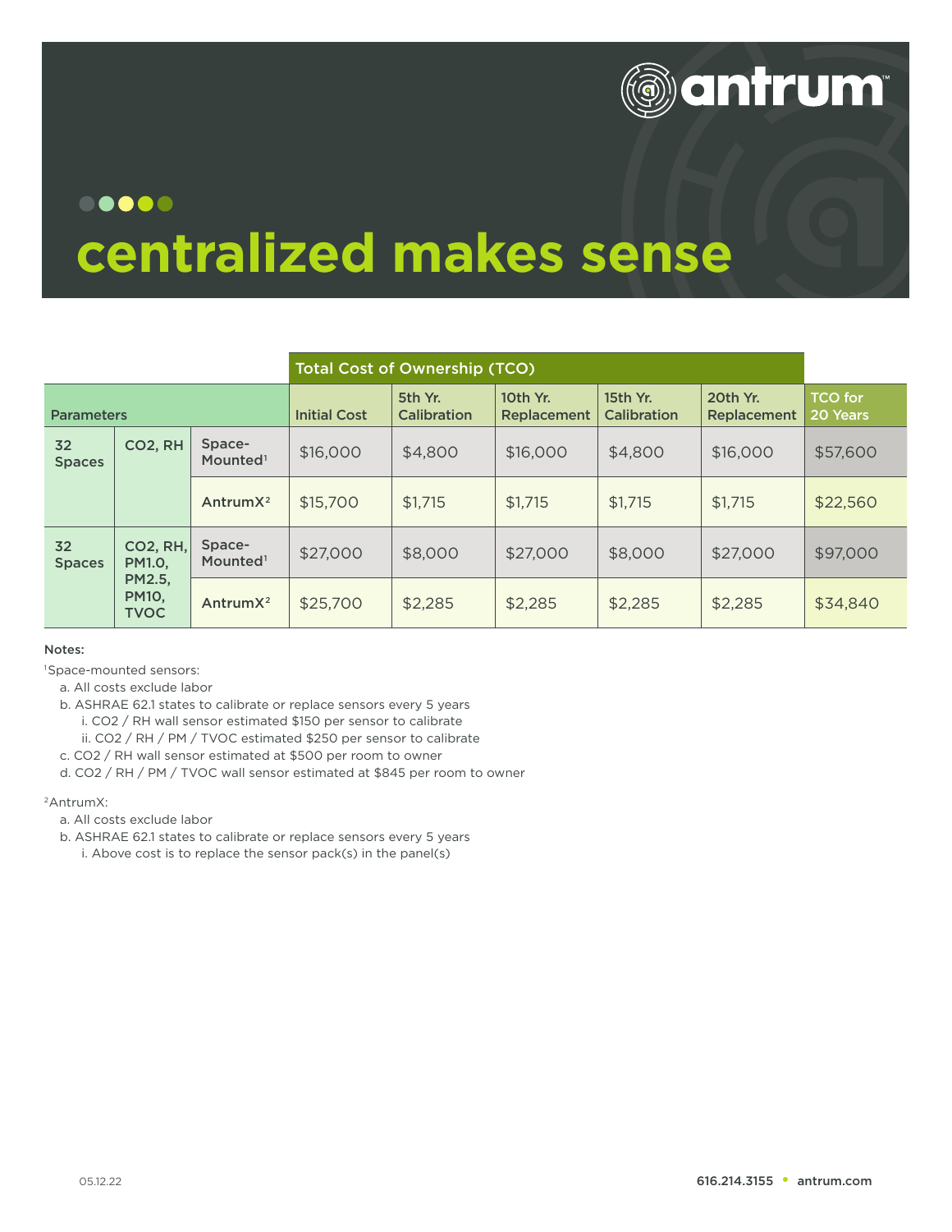# centralized makes sense

| Parameters | | | Total Cost of Ownership (TCO) | | | | | |
|---|---|---|---|---|---|---|---|---|
| | | | Initial Cost | 5th Yr. Calibration | 10th Yr. Replacement | 15th Yr. Calibration | 20th Yr. Replacement | TCO for 20 Years |
| 32 Spaces | $CO_2$, RH | Space-Mounted[1] | $16,000 | $4,800 | $16,000 | $4,800 | $16,000 | $57,600 |
| | | AntrumX[2] | $15,700 | $1,715 | $1,715 | $1,715 | $1,715 | $22,560 |
| 32 Spaces | $CO_2$, RH, PM1.0, PM2.5, PM10, TVOC | Space-Mounted[1] | $27,000 | $8,000 | $27,000 | $8,000 | $27,000 | $97,000 |
| | | AntrumX[2] | $25,700 | $2,285 | $2,285 | $2,285 | $2,285 | $34,840 |

**Notes:**

[1]Space-mounted sensors:

a. All costs exclude labor
b. ASHRAE 62.1 states to calibrate or replace sensors every 5 years
  i. $CO_2$ / RH wall sensor estimated $150 per sensor to calibrate
  ii. $CO_2$ / RH / PM / TVOC estimated $250 per sensor to calibrate
c. $CO_2$ / RH wall sensor estimated at $500 per room to owner
d. $CO_2$ / RH / PM / TVOC wall sensor estimated at $845 per room to owner

[2]AntrumX:

a. All costs exclude labor
b. ASHRAE 62.1 states to calibrate or replace sensors every 5 years
  i. Above cost is to replace the sensor pack(s) in the panel(s)

05.12.22

616.214.3155 • antrum.com